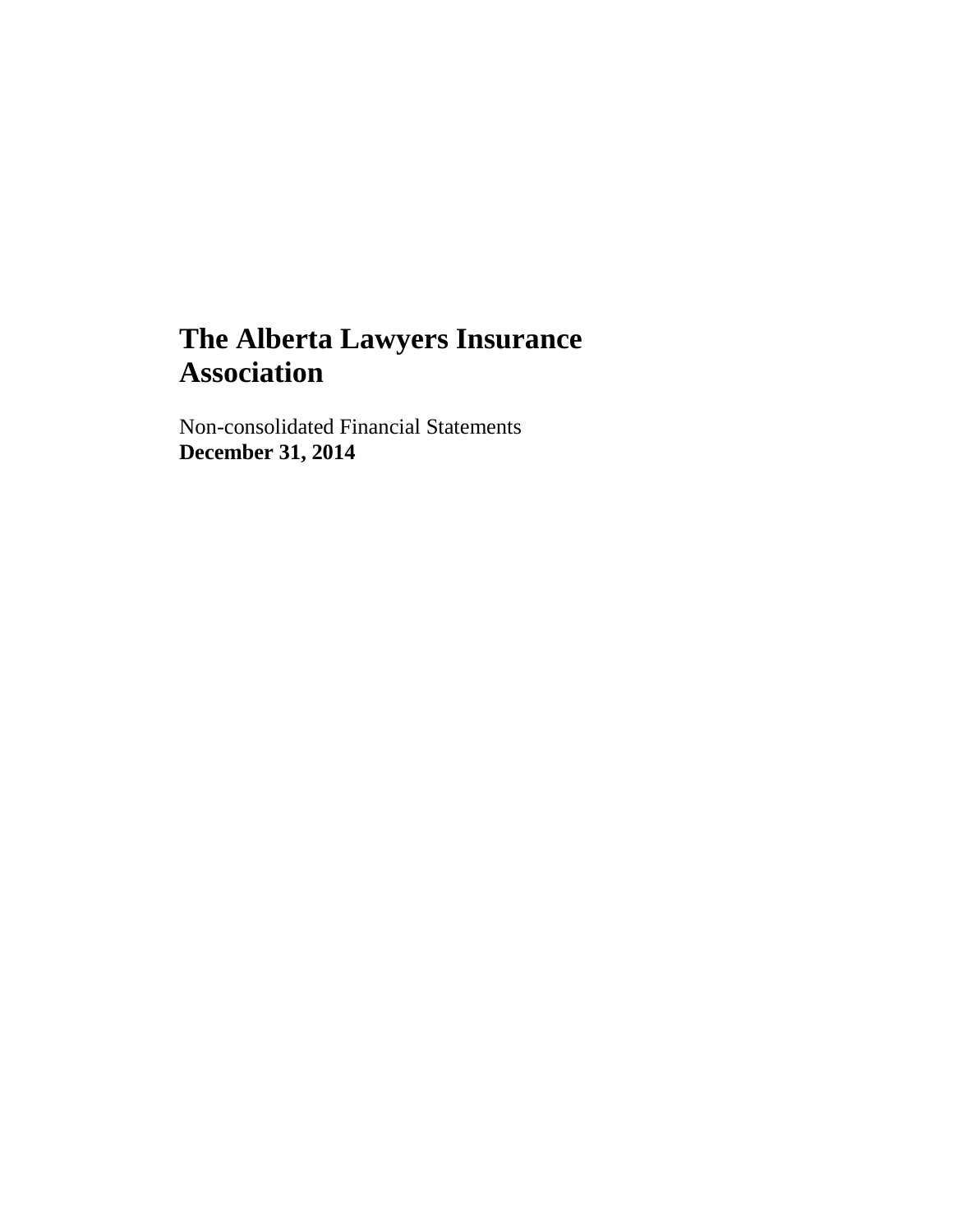# The Alberta Lawyers Insurance Association

Non-consolidated Financial Statements
**December 31, 2014**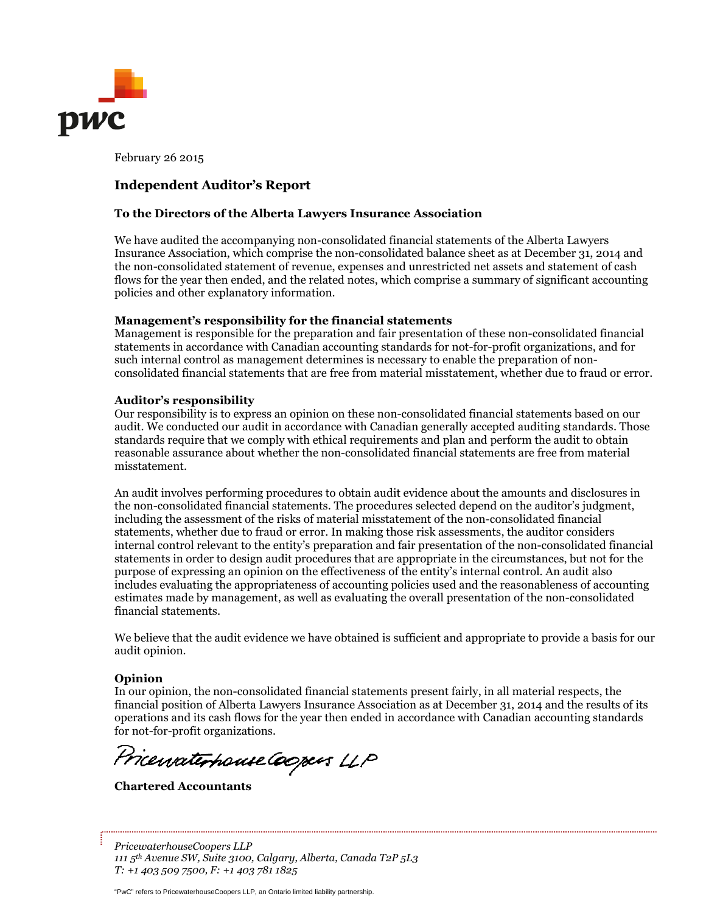February 26 2015

## Independent Auditor's Report

### To the Directors of the Alberta Lawyers Insurance Association

We have audited the accompanying non-consolidated financial statements of the Alberta Lawyers Insurance Association, which comprise the non-consolidated balance sheet as at December 31, 2014 and the non-consolidated statement of revenue, expenses and unrestricted net assets and statement of cash flows for the year then ended, and the related notes, which comprise a summary of significant accounting policies and other explanatory information.

**Management's responsibility for the financial statements**

Management is responsible for the preparation and fair presentation of these non-consolidated financial statements in accordance with Canadian accounting standards for not-for-profit organizations, and for such internal control as management determines is necessary to enable the preparation of non-consolidated financial statements that are free from material misstatement, whether due to fraud or error.

**Auditor's responsibility**

Our responsibility is to express an opinion on these non-consolidated financial statements based on our audit. We conducted our audit in accordance with Canadian generally accepted auditing standards. Those standards require that we comply with ethical requirements and plan and perform the audit to obtain reasonable assurance about whether the non-consolidated financial statements are free from material misstatement.

An audit involves performing procedures to obtain audit evidence about the amounts and disclosures in the non-consolidated financial statements. The procedures selected depend on the auditor's judgment, including the assessment of the risks of material misstatement of the non-consolidated financial statements, whether due to fraud or error. In making those risk assessments, the auditor considers internal control relevant to the entity's preparation and fair presentation of the non-consolidated financial statements in order to design audit procedures that are appropriate in the circumstances, but not for the purpose of expressing an opinion on the effectiveness of the entity's internal control. An audit also includes evaluating the appropriateness of accounting policies used and the reasonableness of accounting estimates made by management, as well as evaluating the overall presentation of the non-consolidated financial statements.

We believe that the audit evidence we have obtained is sufficient and appropriate to provide a basis for our audit opinion.

**Opinion**

In our opinion, the non-consolidated financial statements present fairly, in all material respects, the financial position of Alberta Lawyers Insurance Association as at December 31, 2014 and the results of its operations and its cash flows for the year then ended in accordance with Canadian accounting standards for not-for-profit organizations.

PricewaterhouseCoopers LLP

**Chartered Accountants**

*PricewaterhouseCoopers LLP*
*111 5th Avenue SW, Suite 3100, Calgary, Alberta, Canada T2P 5L3*
*T: +1 403 509 7500, F: +1 403 781 1825*

"PwC" refers to PricewaterhouseCoopers LLP, an Ontario limited liability partnership.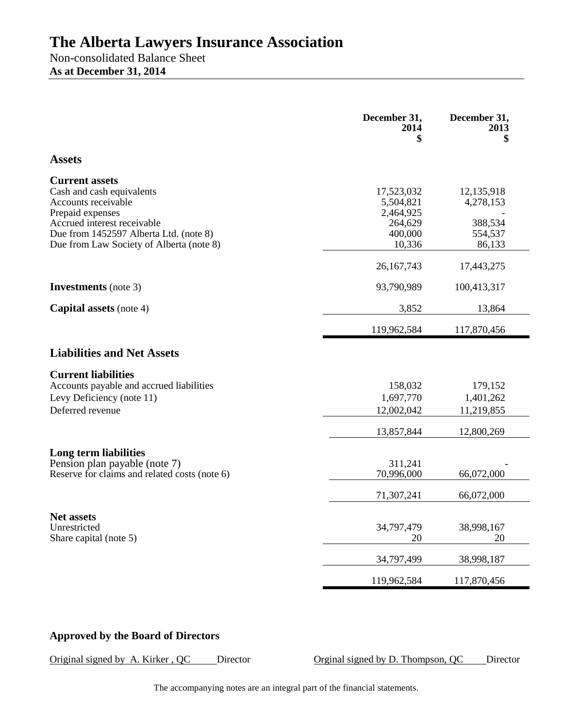# The Alberta Lawyers Insurance Association

Non-consolidated Balance Sheet

**As at December 31, 2014**

| | December 31, 2014 $ | December 31, 2013 $ |
|---|---|---|
| **Assets** | | |
| **Current assets** | | |
| Cash and cash equivalents | 17,523,032 | 12,135,918 |
| Accounts receivable | 5,504,821 | 4,278,153 |
| Prepaid expenses | 2,464,925 | - |
| Accrued interest receivable | 264,629 | 388,534 |
| Due from 1452597 Alberta Ltd. (note 8) | 400,000 | 554,537 |
| Due from Law Society of Alberta (note 8) | 10,336 | 86,133 |
| | 26,167,743 | 17,443,275 |
| **Investments** (note 3) | 93,790,989 | 100,413,317 |
| **Capital assets** (note 4) | 3,852 | 13,864 |
| | 119,962,584 | 117,870,456 |
| **Liabilities and Net Assets** | | |
| **Current liabilities** | | |
| Accounts payable and accrued liabilities | 158,032 | 179,152 |
| Levy Deficiency (note 11) | 1,697,770 | 1,401,262 |
| Deferred revenue | 12,002,042 | 11,219,855 |
| | 13,857,844 | 12,800,269 |
| **Long term liabilities** | | |
| Pension plan payable (note 7) | 311,241 | - |
| Reserve for claims and related costs (note 6) | 70,996,000 | 66,072,000 |
| | 71,307,241 | 66,072,000 |
| **Net assets** | | |
| Unrestricted | 34,797,479 | 38,998,167 |
| Share capital (note 5) | 20 | 20 |
| | 34,797,499 | 38,998,187 |
| | 119,962,584 | 117,870,456 |

**Approved by the Board of Directors**

Original signed by A. Kirker , QC Director

Orginal signed by D. Thompson, QC Director

The accompanying notes are an integral part of the financial statements.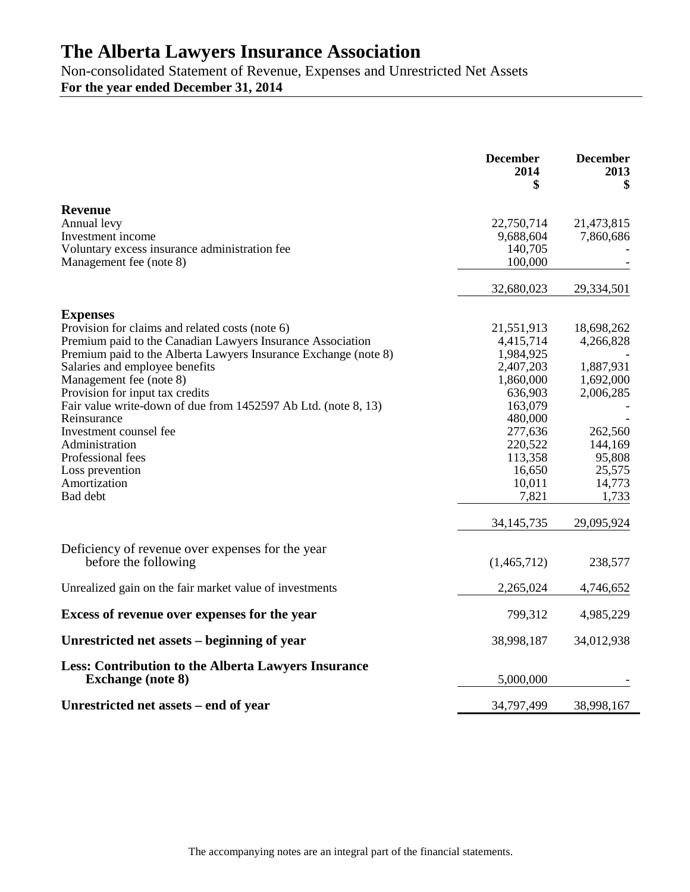# The Alberta Lawyers Insurance Association

Non-consolidated Statement of Revenue, Expenses and Unrestricted Net Assets

**For the year ended December 31, 2014**

| | **December 2014 $** | **December 2013 $** |
|---|---|---|
| **Revenue** | | |
| Annual levy | 22,750,714 | 21,473,815 |
| Investment income | 9,688,604 | 7,860,686 |
| Voluntary excess insurance administration fee | 140,705 | - |
| Management fee (note 8) | 100,000 | - |
| | 32,680,023 | 29,334,501 |
| **Expenses** | | |
| Provision for claims and related costs (note 6) | 21,551,913 | 18,698,262 |
| Premium paid to the Canadian Lawyers Insurance Association | 4,415,714 | 4,266,828 |
| Premium paid to the Alberta Lawyers Insurance Exchange (note 8) | 1,984,925 | - |
| Salaries and employee benefits | 2,407,203 | 1,887,931 |
| Management fee (note 8) | 1,860,000 | 1,692,000 |
| Provision for input tax credits | 636,903 | 2,006,285 |
| Fair value write-down of due from 1452597 Ab Ltd. (note 8, 13) | 163,079 | - |
| Reinsurance | 480,000 | - |
| Investment counsel fee | 277,636 | 262,560 |
| Administration | 220,522 | 144,169 |
| Professional fees | 113,358 | 95,808 |
| Loss prevention | 16,650 | 25,575 |
| Amortization | 10,011 | 14,773 |
| Bad debt | 7,821 | 1,733 |
| | 34,145,735 | 29,095,924 |
| Deficiency of revenue over expenses for the year before the following | (1,465,712) | 238,577 |
| Unrealized gain on the fair market value of investments | 2,265,024 | 4,746,652 |
| **Excess of revenue over expenses for the year** | 799,312 | 4,985,229 |
| **Unrestricted net assets – beginning of year** | 38,998,187 | 34,012,938 |
| **Less: Contribution to the Alberta Lawyers Insurance Exchange (note 8)** | 5,000,000 | - |
| **Unrestricted net assets – end of year** | 34,797,499 | 38,998,167 |

The accompanying notes are an integral part of the financial statements.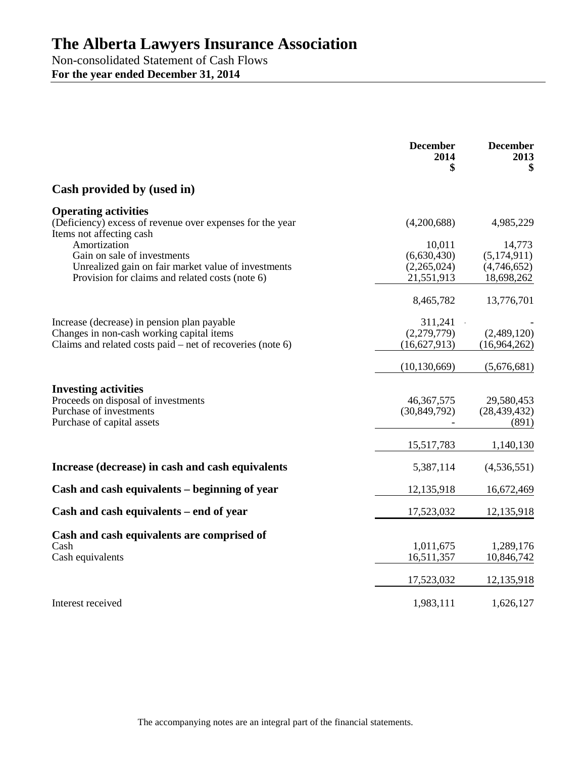# The Alberta Lawyers Insurance Association

Non-consolidated Statement of Cash Flows

**For the year ended December 31, 2014**

| | December 2014 $ | December 2013 $ |
|---|---|---|
| **Cash provided by (used in)** | | |
| **Operating activities** | | |
| (Deficiency) excess of revenue over expenses for the year | (4,200,688) | 4,985,229 |
| Items not affecting cash | | |
| Amortization | 10,011 | 14,773 |
| Gain on sale of investments | (6,630,430) | (5,174,911) |
| Unrealized gain on fair market value of investments | (2,265,024) | (4,746,652) |
| Provision for claims and related costs (note 6) | 21,551,913 | 18,698,262 |
| | 8,465,782 | 13,776,701 |
| Increase (decrease) in pension plan payable | 311,241 | - |
| Changes in non-cash working capital items | (2,279,779) | (2,489,120) |
| Claims and related costs paid – net of recoveries (note 6) | (16,627,913) | (16,964,262) |
| | (10,130,669) | (5,676,681) |
| **Investing activities** | | |
| Proceeds on disposal of investments | 46,367,575 | 29,580,453 |
| Purchase of investments | (30,849,792) | (28,439,432) |
| Purchase of capital assets | - | (891) |
| | 15,517,783 | 1,140,130 |
| **Increase (decrease) in cash and cash equivalents** | 5,387,114 | (4,536,551) |
| **Cash and cash equivalents – beginning of year** | 12,135,918 | 16,672,469 |
| **Cash and cash equivalents – end of year** | 17,523,032 | 12,135,918 |
| **Cash and cash equivalents are comprised of** | | |
| Cash | 1,011,675 | 1,289,176 |
| Cash equivalents | 16,511,357 | 10,846,742 |
| | 17,523,032 | 12,135,918 |
| Interest received | 1,983,111 | 1,626,127 |

The accompanying notes are an integral part of the financial statements.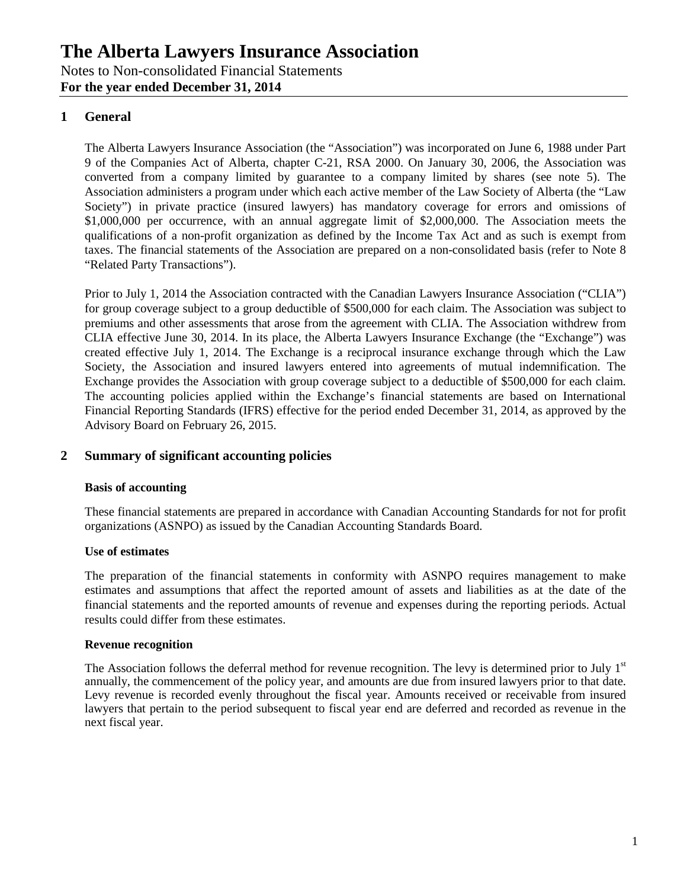# The Alberta Lawyers Insurance Association

Notes to Non-consolidated Financial Statements
**For the year ended December 31, 2014**

## 1 General

The Alberta Lawyers Insurance Association (the "Association") was incorporated on June 6, 1988 under Part 9 of the Companies Act of Alberta, chapter C-21, RSA 2000. On January 30, 2006, the Association was converted from a company limited by guarantee to a company limited by shares (see note 5). The Association administers a program under which each active member of the Law Society of Alberta (the "Law Society") in private practice (insured lawyers) has mandatory coverage for errors and omissions of $1,000,000 per occurrence, with an annual aggregate limit of $2,000,000. The Association meets the qualifications of a non-profit organization as defined by the Income Tax Act and as such is exempt from taxes. The financial statements of the Association are prepared on a non-consolidated basis (refer to Note 8 "Related Party Transactions").

Prior to July 1, 2014 the Association contracted with the Canadian Lawyers Insurance Association ("CLIA") for group coverage subject to a group deductible of $500,000 for each claim. The Association was subject to premiums and other assessments that arose from the agreement with CLIA. The Association withdrew from CLIA effective June 30, 2014. In its place, the Alberta Lawyers Insurance Exchange (the "Exchange") was created effective July 1, 2014. The Exchange is a reciprocal insurance exchange through which the Law Society, the Association and insured lawyers entered into agreements of mutual indemnification. The Exchange provides the Association with group coverage subject to a deductible of $500,000 for each claim. The accounting policies applied within the Exchange's financial statements are based on International Financial Reporting Standards (IFRS) effective for the period ended December 31, 2014, as approved by the Advisory Board on February 26, 2015.

## 2 Summary of significant accounting policies

**Basis of accounting**

These financial statements are prepared in accordance with Canadian Accounting Standards for not for profit organizations (ASNPO) as issued by the Canadian Accounting Standards Board.

**Use of estimates**

The preparation of the financial statements in conformity with ASNPO requires management to make estimates and assumptions that affect the reported amount of assets and liabilities as at the date of the financial statements and the reported amounts of revenue and expenses during the reporting periods. Actual results could differ from these estimates.

**Revenue recognition**

The Association follows the deferral method for revenue recognition. The levy is determined prior to July 1st annually, the commencement of the policy year, and amounts are due from insured lawyers prior to that date. Levy revenue is recorded evenly throughout the fiscal year. Amounts received or receivable from insured lawyers that pertain to the period subsequent to fiscal year end are deferred and recorded as revenue in the next fiscal year.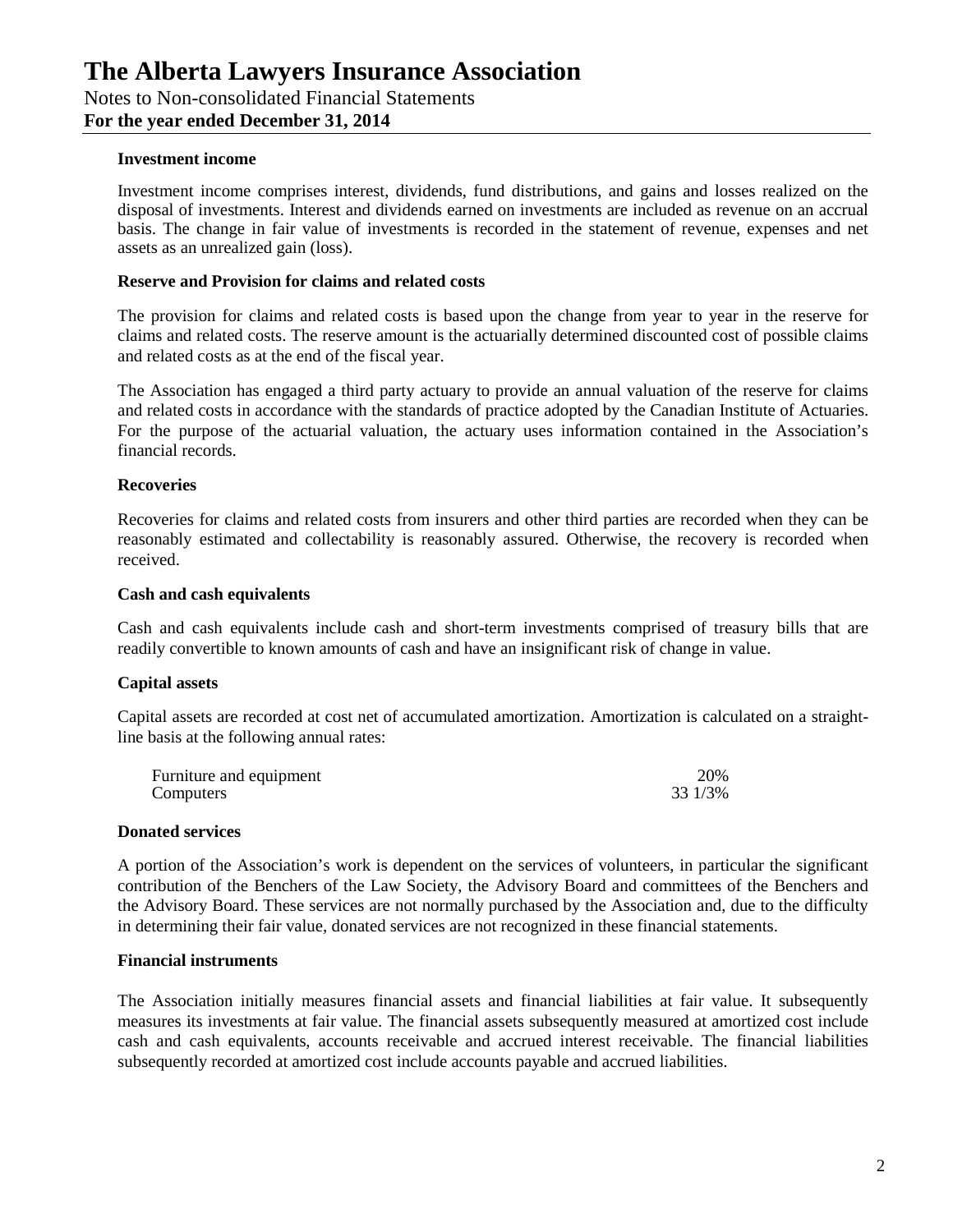### Investment income

Investment income comprises interest, dividends, fund distributions, and gains and losses realized on the disposal of investments. Interest and dividends earned on investments are included as revenue on an accrual basis. The change in fair value of investments is recorded in the statement of revenue, expenses and net assets as an unrealized gain (loss).

### Reserve and Provision for claims and related costs

The provision for claims and related costs is based upon the change from year to year in the reserve for claims and related costs. The reserve amount is the actuarially determined discounted cost of possible claims and related costs as at the end of the fiscal year.

The Association has engaged a third party actuary to provide an annual valuation of the reserve for claims and related costs in accordance with the standards of practice adopted by the Canadian Institute of Actuaries. For the purpose of the actuarial valuation, the actuary uses information contained in the Association's financial records.

### Recoveries

Recoveries for claims and related costs from insurers and other third parties are recorded when they can be reasonably estimated and collectability is reasonably assured. Otherwise, the recovery is recorded when received.

### Cash and cash equivalents

Cash and cash equivalents include cash and short-term investments comprised of treasury bills that are readily convertible to known amounts of cash and have an insignificant risk of change in value.

### Capital assets

Capital assets are recorded at cost net of accumulated amortization. Amortization is calculated on a straight-line basis at the following annual rates:

| | |
|---|---|
| Furniture and equipment | 20% |
| Computers | 33 1/3% |

### Donated services

A portion of the Association's work is dependent on the services of volunteers, in particular the significant contribution of the Benchers of the Law Society, the Advisory Board and committees of the Benchers and the Advisory Board. These services are not normally purchased by the Association and, due to the difficulty in determining their fair value, donated services are not recognized in these financial statements.

### Financial instruments

The Association initially measures financial assets and financial liabilities at fair value. It subsequently measures its investments at fair value. The financial assets subsequently measured at amortized cost include cash and cash equivalents, accounts receivable and accrued interest receivable. The financial liabilities subsequently recorded at amortized cost include accounts payable and accrued liabilities.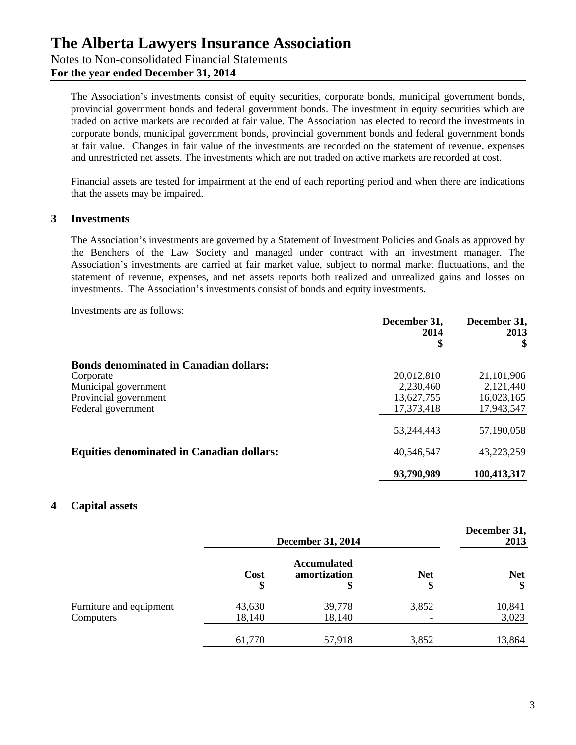The Association's investments consist of equity securities, corporate bonds, municipal government bonds, provincial government bonds and federal government bonds. The investment in equity securities which are traded on active markets are recorded at fair value. The Association has elected to record the investments in corporate bonds, municipal government bonds, provincial government bonds and federal government bonds at fair value. Changes in fair value of the investments are recorded on the statement of revenue, expenses and unrestricted net assets. The investments which are not traded on active markets are recorded at cost.

Financial assets are tested for impairment at the end of each reporting period and when there are indications that the assets may be impaired.

## 3 Investments

The Association's investments are governed by a Statement of Investment Policies and Goals as approved by the Benchers of the Law Society and managed under contract with an investment manager. The Association's investments are carried at fair market value, subject to normal market fluctuations, and the statement of revenue, expenses, and net assets reports both realized and unrealized gains and losses on investments. The Association's investments consist of bonds and equity investments.

Investments are as follows:

| | December 31, 2014 $ | December 31, 2013 $ |
|---|---|---|
| **Bonds denominated in Canadian dollars:** | | |
| Corporate | 20,012,810 | 21,101,906 |
| Municipal government | 2,230,460 | 2,121,440 |
| Provincial government | 13,627,755 | 16,023,165 |
| Federal government | 17,373,418 | 17,943,547 |
| | 53,244,443 | 57,190,058 |
| **Equities denominated in Canadian dollars:** | 40,546,547 | 43,223,259 |
| | **93,790,989** | **100,413,317** |

## 4 Capital assets

| | December 31, 2014 | | | December 31, 2013 |
|---|---|---|---|---|
| | Cost $ | Accumulated amortization $ | Net $ | Net $ |
| Furniture and equipment | 43,630 | 39,778 | 3,852 | 10,841 |
| Computers | 18,140 | 18,140 | - | 3,023 |
| | 61,770 | 57,918 | 3,852 | 13,864 |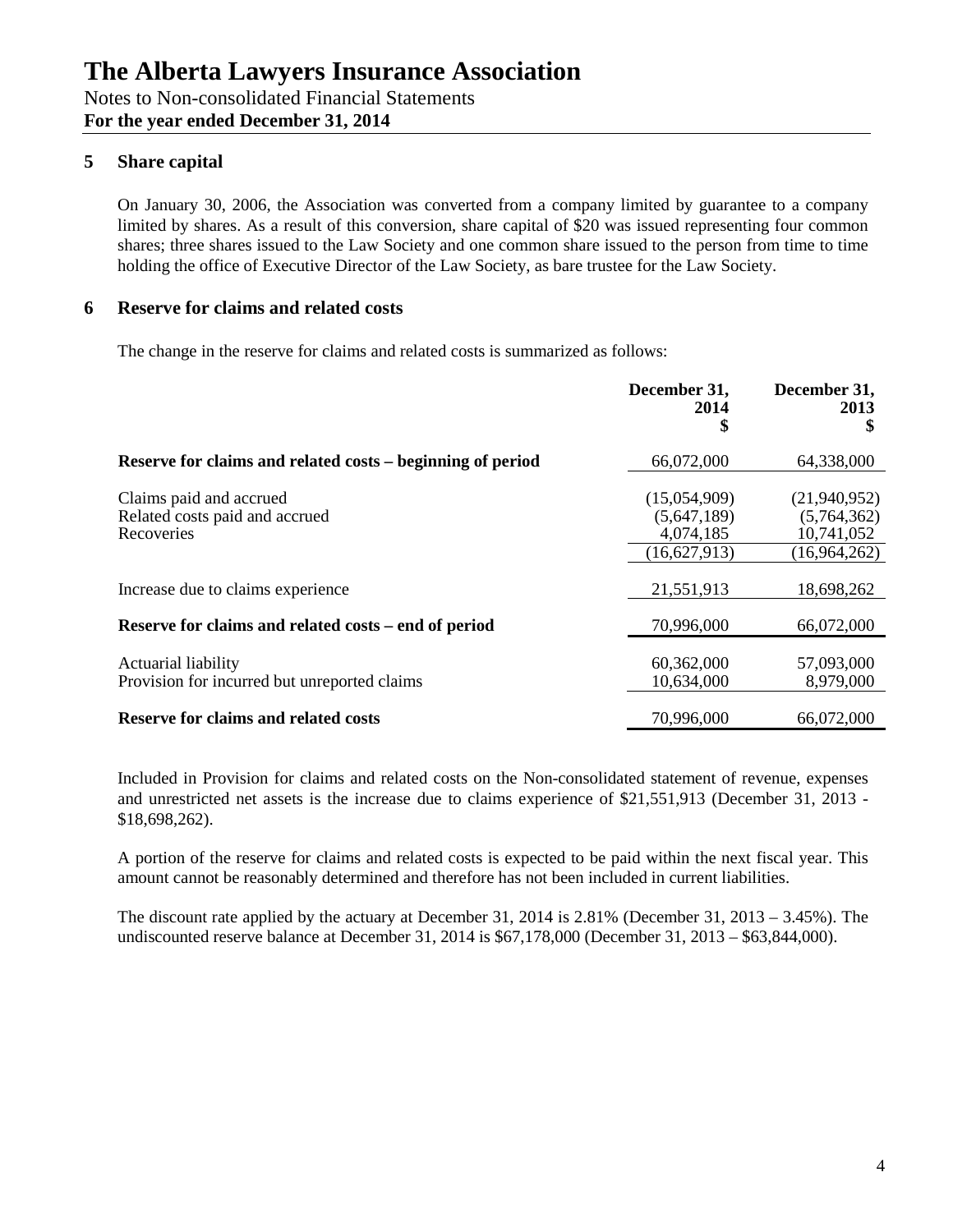# The Alberta Lawyers Insurance Association

Notes to Non-consolidated Financial Statements
**For the year ended December 31, 2014**

## 5 Share capital

On January 30, 2006, the Association was converted from a company limited by guarantee to a company limited by shares. As a result of this conversion, share capital of $20 was issued representing four common shares; three shares issued to the Law Society and one common share issued to the person from time to time holding the office of Executive Director of the Law Society, as bare trustee for the Law Society.

## 6 Reserve for claims and related costs

The change in the reserve for claims and related costs is summarized as follows:

| | December 31, 2014 $ | December 31, 2013 $ |
|---|---|---|
| **Reserve for claims and related costs – beginning of period** | 66,072,000 | 64,338,000 |
| Claims paid and accrued | (15,054,909) | (21,940,952) |
| Related costs paid and accrued | (5,647,189) | (5,764,362) |
| Recoveries | 4,074,185 | 10,741,052 |
| | (16,627,913) | (16,964,262) |
| Increase due to claims experience | 21,551,913 | 18,698,262 |
| **Reserve for claims and related costs – end of period** | 70,996,000 | 66,072,000 |
| Actuarial liability | 60,362,000 | 57,093,000 |
| Provision for incurred but unreported claims | 10,634,000 | 8,979,000 |
| **Reserve for claims and related costs** | 70,996,000 | 66,072,000 |

Included in Provision for claims and related costs on the Non-consolidated statement of revenue, expenses and unrestricted net assets is the increase due to claims experience of $21,551,913 (December 31, 2013 - $18,698,262).

A portion of the reserve for claims and related costs is expected to be paid within the next fiscal year. This amount cannot be reasonably determined and therefore has not been included in current liabilities.

The discount rate applied by the actuary at December 31, 2014 is 2.81% (December 31, 2013 – 3.45%). The undiscounted reserve balance at December 31, 2014 is $67,178,000 (December 31, 2013 – $63,844,000).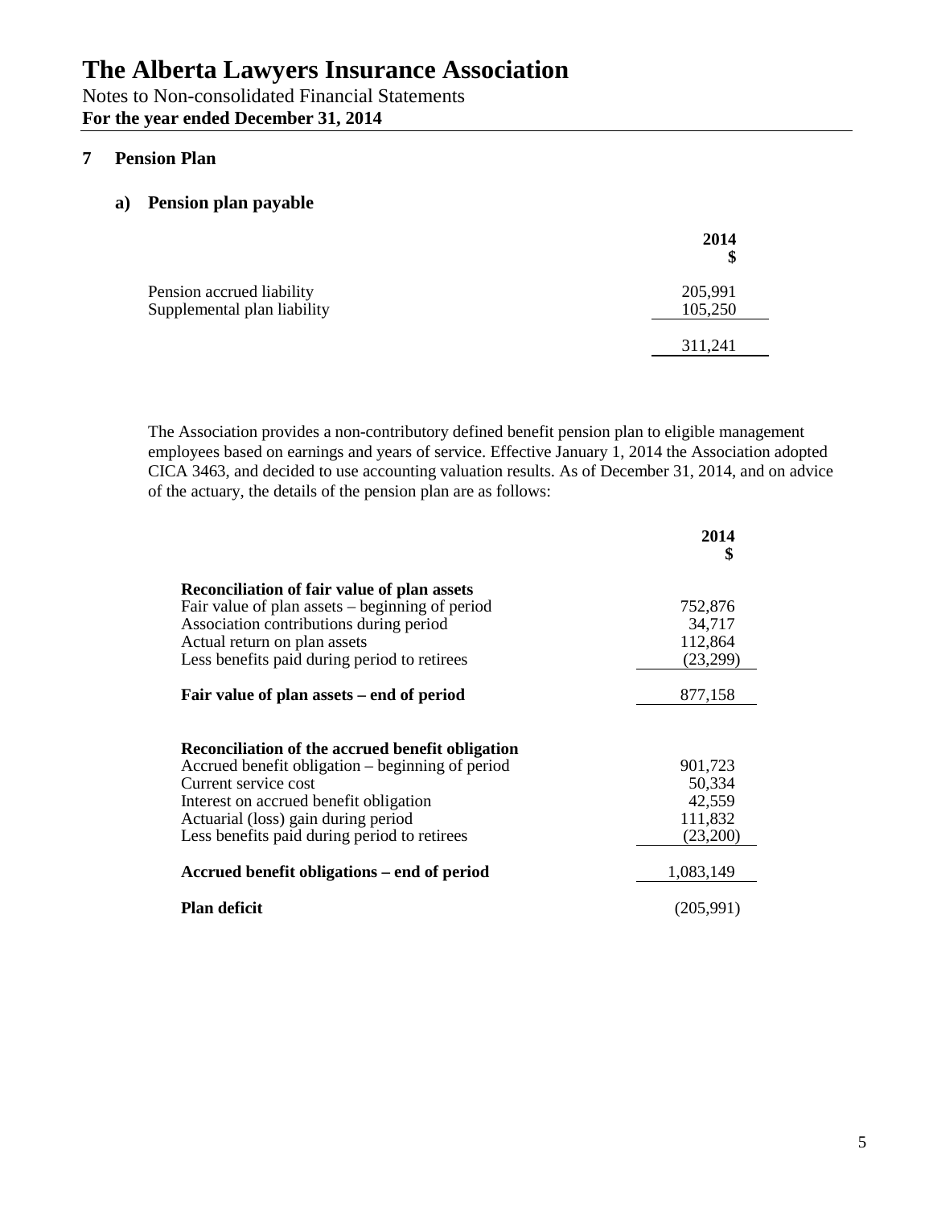# The Alberta Lawyers Insurance Association

Notes to Non-consolidated Financial Statements
**For the year ended December 31, 2014**

## 7 Pension Plan

### a) Pension plan payable

| | 2014 $ |
|---|---|
| Pension accrued liability | 205,991 |
| Supplemental plan liability | 105,250 |
| | 311,241 |

The Association provides a non-contributory defined benefit pension plan to eligible management employees based on earnings and years of service. Effective January 1, 2014 the Association adopted CICA 3463, and decided to use accounting valuation results. As of December 31, 2014, and on advice of the actuary, the details of the pension plan are as follows:

| | 2014 $ |
|---|---|
| **Reconciliation of fair value of plan assets** | |
| Fair value of plan assets – beginning of period | 752,876 |
| Association contributions during period | 34,717 |
| Actual return on plan assets | 112,864 |
| Less benefits paid during period to retirees | (23,299) |
| **Fair value of plan assets – end of period** | 877,158 |
| | |
| **Reconciliation of the accrued benefit obligation** | |
| Accrued benefit obligation – beginning of period | 901,723 |
| Current service cost | 50,334 |
| Interest on accrued benefit obligation | 42,559 |
| Actuarial (loss) gain during period | 111,832 |
| Less benefits paid during period to retirees | (23,200) |
| **Accrued benefit obligations – end of period** | 1,083,149 |
| **Plan deficit** | (205,991) |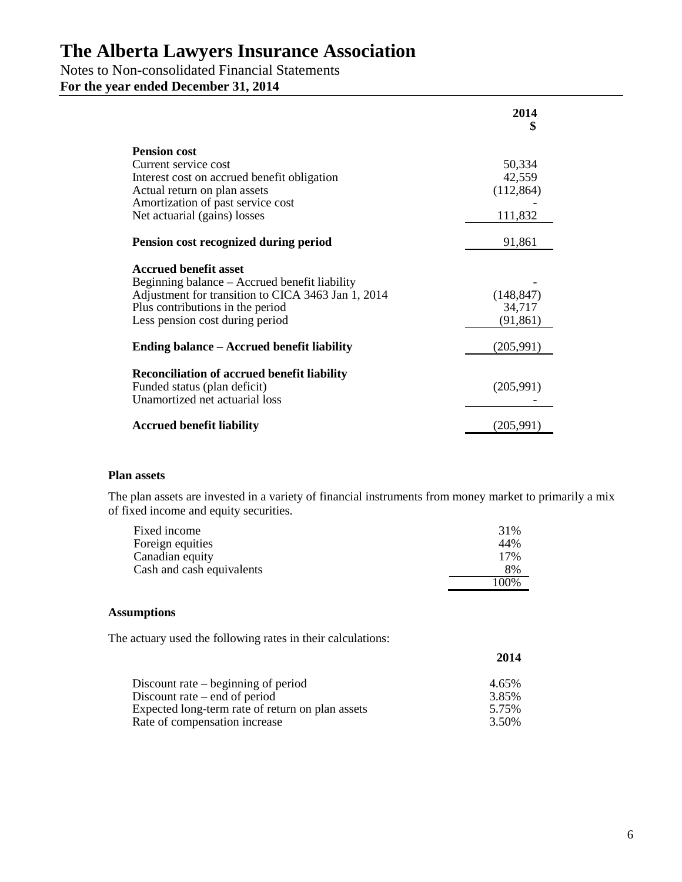# The Alberta Lawyers Insurance Association

Notes to Non-consolidated Financial Statements

**For the year ended December 31, 2014**

| | **2014 $** |
|---|---|
| **Pension cost** | |
| Current service cost | 50,334 |
| Interest cost on accrued benefit obligation | 42,559 |
| Actual return on plan assets | (112,864) |
| Amortization of past service cost | - |
| Net actuarial (gains) losses | 111,832 |
| **Pension cost recognized during period** | 91,861 |
| **Accrued benefit asset** | |
| Beginning balance – Accrued benefit liability | - |
| Adjustment for transition to CICA 3463 Jan 1, 2014 | (148,847) |
| Plus contributions in the period | 34,717 |
| Less pension cost during period | (91,861) |
| **Ending balance – Accrued benefit liability** | (205,991) |
| **Reconciliation of accrued benefit liability** | |
| Funded status (plan deficit) | (205,991) |
| Unamortized net actuarial loss | - |
| **Accrued benefit liability** | (205,991) |

**Plan assets**

The plan assets are invested in a variety of financial instruments from money market to primarily a mix of fixed income and equity securities.

| | |
|---|---|
| Fixed income | 31% |
| Foreign equities | 44% |
| Canadian equity | 17% |
| Cash and cash equivalents | 8% |
| | 100% |

**Assumptions**

The actuary used the following rates in their calculations:

| | **2014** |
|---|---|
| Discount rate – beginning of period | 4.65% |
| Discount rate – end of period | 3.85% |
| Expected long-term rate of return on plan assets | 5.75% |
| Rate of compensation increase | 3.50% |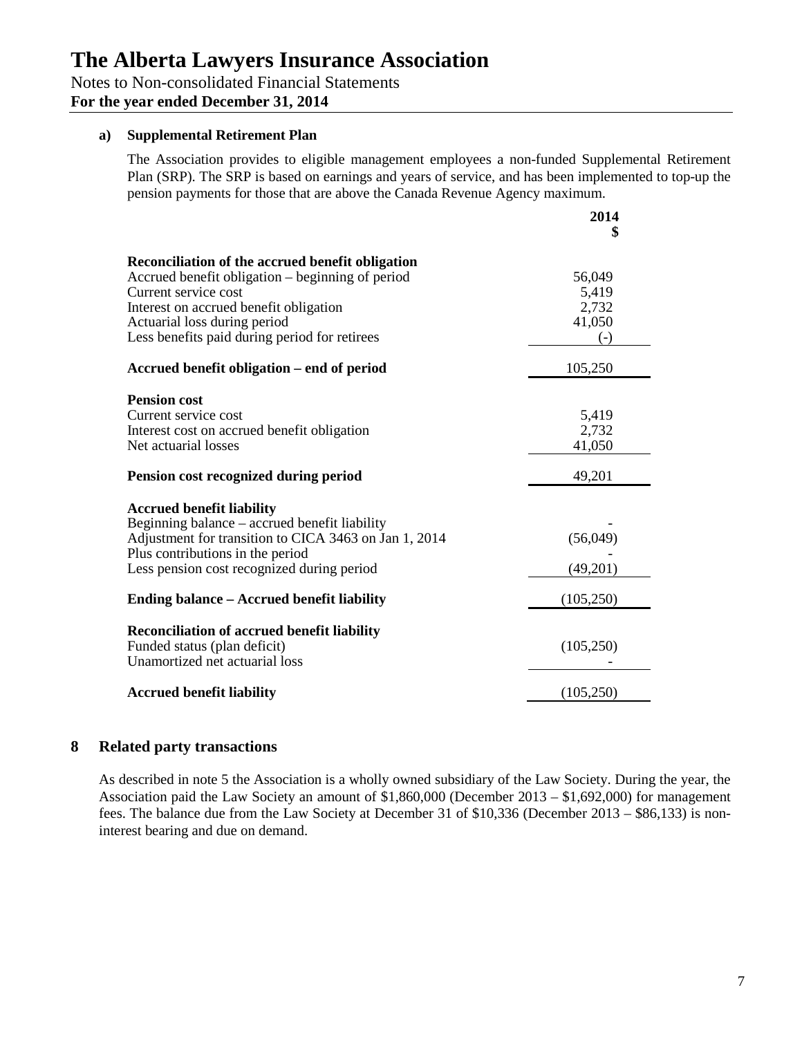**a) Supplemental Retirement Plan**

The Association provides to eligible management employees a non-funded Supplemental Retirement Plan (SRP). The SRP is based on earnings and years of service, and has been implemented to top-up the pension payments for those that are above the Canada Revenue Agency maximum.

| | 2014 $ |
|---|---|
| **Reconciliation of the accrued benefit obligation** | |
| Accrued benefit obligation – beginning of period | 56,049 |
| Current service cost | 5,419 |
| Interest on accrued benefit obligation | 2,732 |
| Actuarial loss during period | 41,050 |
| Less benefits paid during period for retirees | (-) |
| **Accrued benefit obligation – end of period** | 105,250 |
| **Pension cost** | |
| Current service cost | 5,419 |
| Interest cost on accrued benefit obligation | 2,732 |
| Net actuarial losses | 41,050 |
| **Pension cost recognized during period** | 49,201 |
| **Accrued benefit liability** | |
| Beginning balance – accrued benefit liability | - |
| Adjustment for transition to CICA 3463 on Jan 1, 2014 | (56,049) |
| Plus contributions in the period | - |
| Less pension cost recognized during period | (49,201) |
| **Ending balance – Accrued benefit liability** | (105,250) |
| **Reconciliation of accrued benefit liability** | |
| Funded status (plan deficit) | (105,250) |
| Unamortized net actuarial loss | - |
| **Accrued benefit liability** | (105,250) |

## 8 Related party transactions

As described in note 5 the Association is a wholly owned subsidiary of the Law Society. During the year, the Association paid the Law Society an amount of $1,860,000 (December 2013 – $1,692,000) for management fees. The balance due from the Law Society at December 31 of $10,336 (December 2013 – $86,133) is non-interest bearing and due on demand.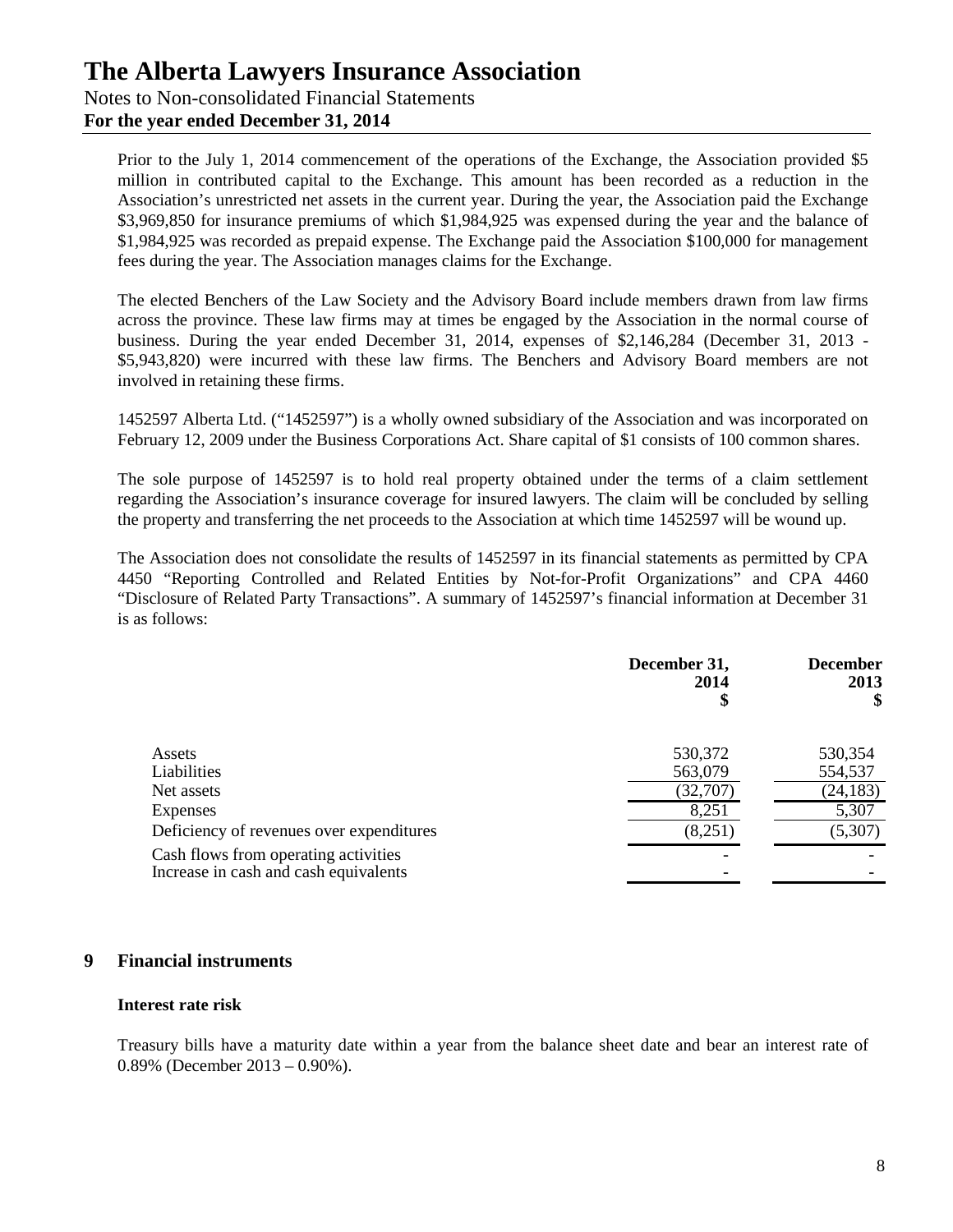Prior to the July 1, 2014 commencement of the operations of the Exchange, the Association provided $5 million in contributed capital to the Exchange. This amount has been recorded as a reduction in the Association's unrestricted net assets in the current year. During the year, the Association paid the Exchange $3,969,850 for insurance premiums of which $1,984,925 was expensed during the year and the balance of $1,984,925 was recorded as prepaid expense. The Exchange paid the Association $100,000 for management fees during the year. The Association manages claims for the Exchange.

The elected Benchers of the Law Society and the Advisory Board include members drawn from law firms across the province. These law firms may at times be engaged by the Association in the normal course of business. During the year ended December 31, 2014, expenses of $2,146,284 (December 31, 2013 - $5,943,820) were incurred with these law firms. The Benchers and Advisory Board members are not involved in retaining these firms.

1452597 Alberta Ltd. ("1452597") is a wholly owned subsidiary of the Association and was incorporated on February 12, 2009 under the Business Corporations Act. Share capital of $1 consists of 100 common shares.

The sole purpose of 1452597 is to hold real property obtained under the terms of a claim settlement regarding the Association's insurance coverage for insured lawyers. The claim will be concluded by selling the property and transferring the net proceeds to the Association at which time 1452597 will be wound up.

The Association does not consolidate the results of 1452597 in its financial statements as permitted by CPA 4450 "Reporting Controlled and Related Entities by Not-for-Profit Organizations" and CPA 4460 "Disclosure of Related Party Transactions". A summary of 1452597's financial information at December 31 is as follows:

| | December 31, 2014 $ | December 2013 $ |
|---|---|---|
| Assets | 530,372 | 530,354 |
| Liabilities | 563,079 | 554,537 |
| Net assets | (32,707) | (24,183) |
| Expenses | 8,251 | 5,307 |
| Deficiency of revenues over expenditures | (8,251) | (5,307) |
| Cash flows from operating activities | - | - |
| Increase in cash and cash equivalents | - | - |

## 9 Financial instruments

### Interest rate risk

Treasury bills have a maturity date within a year from the balance sheet date and bear an interest rate of 0.89% (December 2013 – 0.90%).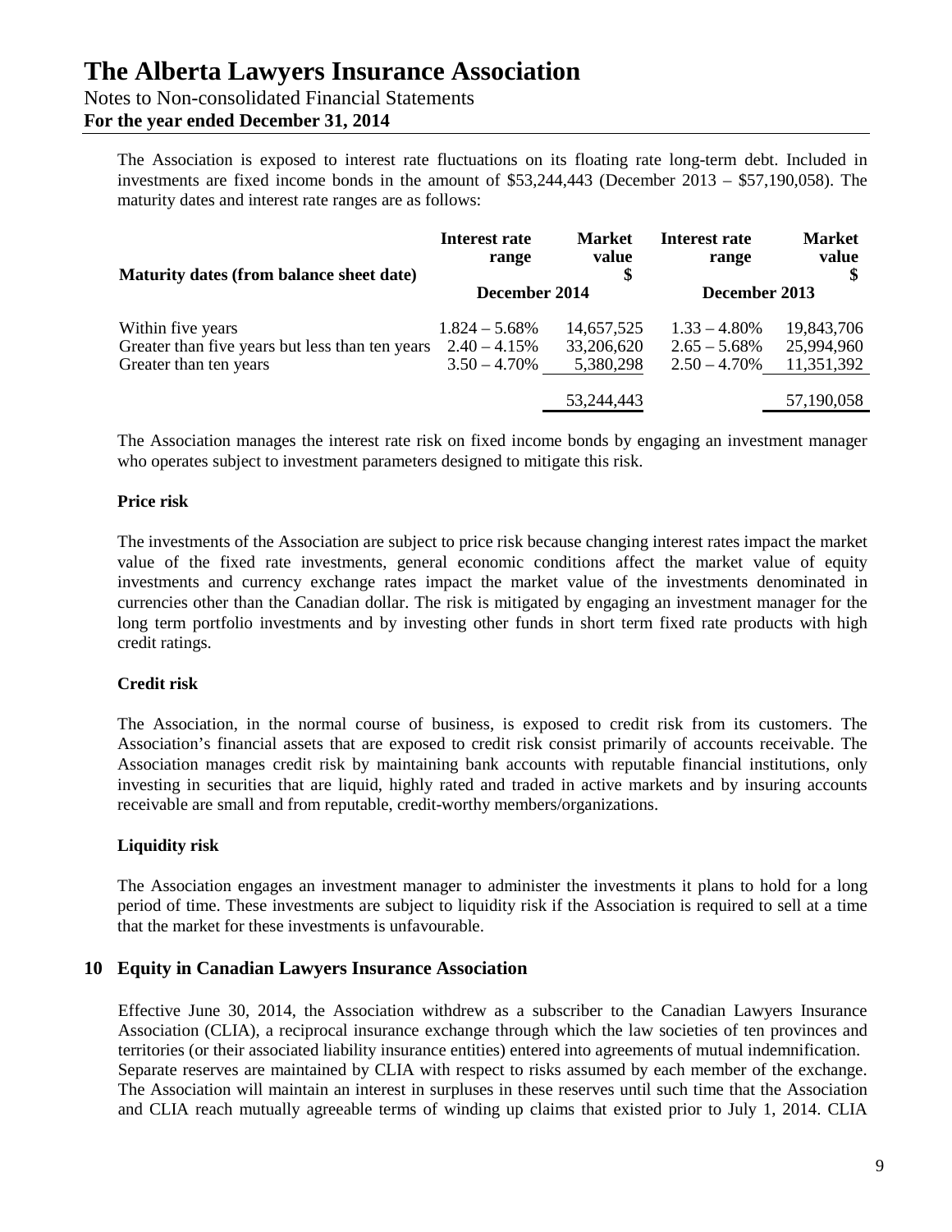The Association is exposed to interest rate fluctuations on its floating rate long-term debt. Included in investments are fixed income bonds in the amount of \$53,244,443 (December 2013 – \$57,190,058). The maturity dates and interest rate ranges are as follows:

| Maturity dates (from balance sheet date) | Interest rate range | Market value \$ | Interest rate range | Market value \$ |
|---|---|---|---|---|
| | December 2014 | | December 2013 | |
| Within five years | 1.824 – 5.68% | 14,657,525 | 1.33 – 4.80% | 19,843,706 |
| Greater than five years but less than ten years | 2.40 – 4.15% | 33,206,620 | 2.65 – 5.68% | 25,994,960 |
| Greater than ten years | 3.50 – 4.70% | 5,380,298 | 2.50 – 4.70% | 11,351,392 |
| | | 53,244,443 | | 57,190,058 |

The Association manages the interest rate risk on fixed income bonds by engaging an investment manager who operates subject to investment parameters designed to mitigate this risk.

**Price risk**

The investments of the Association are subject to price risk because changing interest rates impact the market value of the fixed rate investments, general economic conditions affect the market value of equity investments and currency exchange rates impact the market value of the investments denominated in currencies other than the Canadian dollar. The risk is mitigated by engaging an investment manager for the long term portfolio investments and by investing other funds in short term fixed rate products with high credit ratings.

**Credit risk**

The Association, in the normal course of business, is exposed to credit risk from its customers. The Association's financial assets that are exposed to credit risk consist primarily of accounts receivable. The Association manages credit risk by maintaining bank accounts with reputable financial institutions, only investing in securities that are liquid, highly rated and traded in active markets and by insuring accounts receivable are small and from reputable, credit-worthy members/organizations.

**Liquidity risk**

The Association engages an investment manager to administer the investments it plans to hold for a long period of time. These investments are subject to liquidity risk if the Association is required to sell at a time that the market for these investments is unfavourable.

## 10 Equity in Canadian Lawyers Insurance Association

Effective June 30, 2014, the Association withdrew as a subscriber to the Canadian Lawyers Insurance Association (CLIA), a reciprocal insurance exchange through which the law societies of ten provinces and territories (or their associated liability insurance entities) entered into agreements of mutual indemnification. Separate reserves are maintained by CLIA with respect to risks assumed by each member of the exchange. The Association will maintain an interest in surpluses in these reserves until such time that the Association and CLIA reach mutually agreeable terms of winding up claims that existed prior to July 1, 2014. CLIA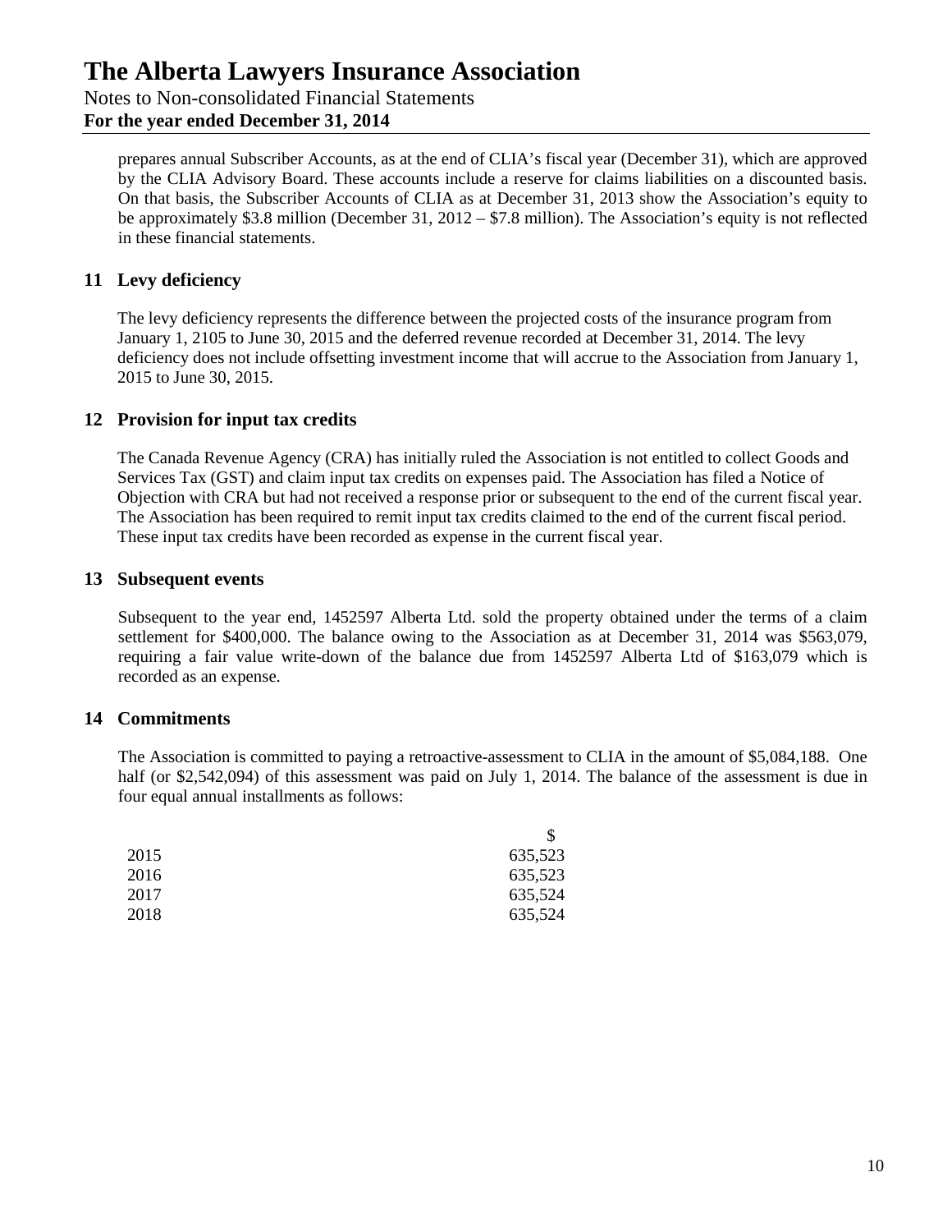prepares annual Subscriber Accounts, as at the end of CLIA's fiscal year (December 31), which are approved by the CLIA Advisory Board. These accounts include a reserve for claims liabilities on a discounted basis. On that basis, the Subscriber Accounts of CLIA as at December 31, 2013 show the Association's equity to be approximately $3.8 million (December 31, 2012 – $7.8 million). The Association's equity is not reflected in these financial statements.

## 11 Levy deficiency

The levy deficiency represents the difference between the projected costs of the insurance program from January 1, 2105 to June 30, 2015 and the deferred revenue recorded at December 31, 2014. The levy deficiency does not include offsetting investment income that will accrue to the Association from January 1, 2015 to June 30, 2015.

## 12 Provision for input tax credits

The Canada Revenue Agency (CRA) has initially ruled the Association is not entitled to collect Goods and Services Tax (GST) and claim input tax credits on expenses paid. The Association has filed a Notice of Objection with CRA but had not received a response prior or subsequent to the end of the current fiscal year. The Association has been required to remit input tax credits claimed to the end of the current fiscal period. These input tax credits have been recorded as expense in the current fiscal year.

## 13 Subsequent events

Subsequent to the year end, 1452597 Alberta Ltd. sold the property obtained under the terms of a claim settlement for $400,000. The balance owing to the Association as at December 31, 2014 was $563,079, requiring a fair value write-down of the balance due from 1452597 Alberta Ltd of $163,079 which is recorded as an expense.

## 14 Commitments

The Association is committed to paying a retroactive-assessment to CLIA in the amount of $5,084,188. One half (or $2,542,094) of this assessment was paid on July 1, 2014. The balance of the assessment is due in four equal annual installments as follows:

| | $ |
|---|---|
| 2015 | 635,523 |
| 2016 | 635,523 |
| 2017 | 635,524 |
| 2018 | 635,524 |